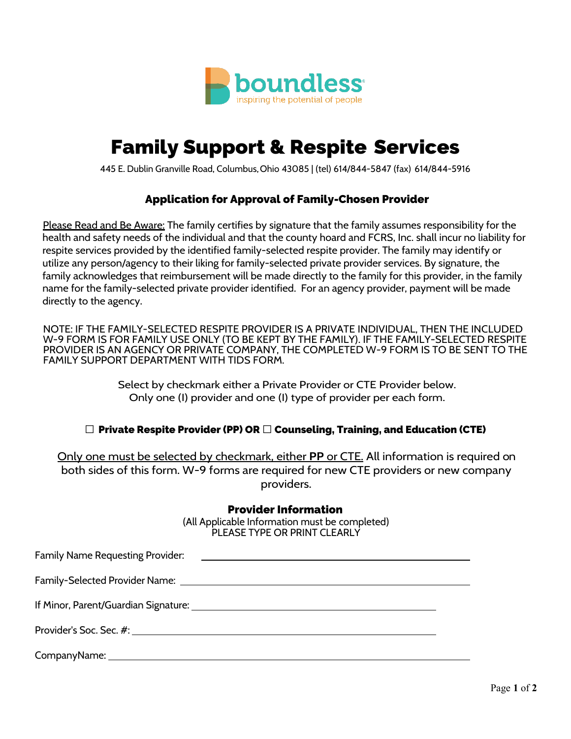boundless
inspiring the potential of people

# Family Support & Respite Services

445 E. Dublin Granville Road, Columbus, Ohio 43085 | (tel) 614/844-5847 (fax) 614/844-5916

## Application for Approval of Family-Chosen Provider

Please Read and Be Aware: The family certifies by signature that the family assumes responsibility for the health and safety needs of the individual and that the county hoard and FCRS, Inc. shall incur no liability for respite services provided by the identified family-selected respite provider. The family may identify or utilize any person/agency to their liking for family-selected private provider services. By signature, the family acknowledges that reimbursement will be made directly to the family for this provider, in the family name for the family-selected private provider identified. For an agency provider, payment will be made directly to the agency.

NOTE: IF THE FAMILY-SELECTED RESPITE PROVIDER IS A PRIVATE INDIVIDUAL, THEN THE INCLUDED W-9 FORM IS FOR FAMILY USE ONLY (TO BE KEPT BY THE FAMILY). IF THE FAMILY-SELECTED RESPITE PROVIDER IS AN AGENCY OR PRIVATE COMPANY, THE COMPLETED W-9 FORM IS TO BE SENT TO THE FAMILY SUPPORT DEPARTMENT WITH TIDS FORM.

Select by checkmark either a Private Provider or CTE Provider below.
Only one (I) provider and one (I) type of provider per each form.

**☐ Private Respite Provider (PP) OR ☐ Counseling, Training, and Education (CTE)**

Only one must be selected by checkmark, either PP or CTE. All information is required on both sides of this form. W-9 forms are required for new CTE providers or new company providers.

### Provider Information

(All Applicable Information must be completed)
PLEASE TYPE OR PRINT CLEARLY

Family Name Requesting Provider: ______________________________

Family-Selected Provider Name: ______________________________

If Minor, Parent/Guardian Signature: ______________________________

Provider's Soc. Sec. #: ______________________________

CompanyName: ______________________________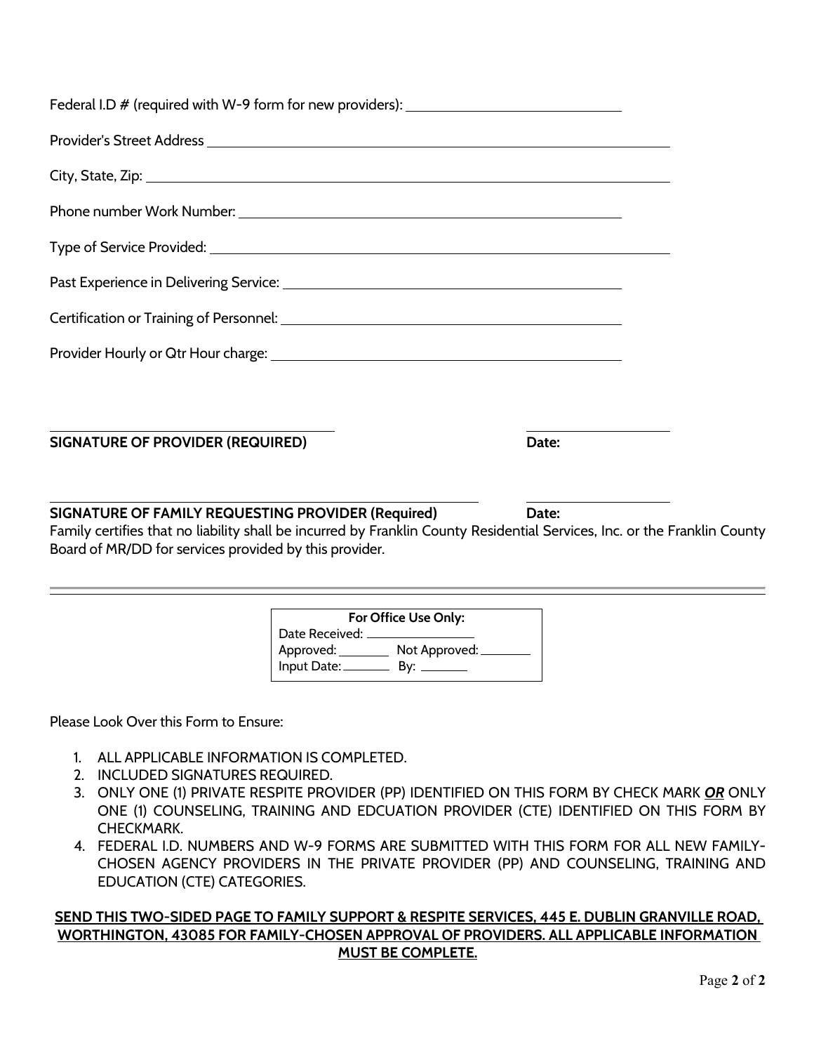Federal I.D # (required with W-9 form for new providers): ____________________

Provider's Street Address ____________________

City, State, Zip: ____________________

Phone number Work Number: ____________________

Type of Service Provided: ____________________

Past Experience in Delivering Service: ____________________

Certification or Training of Personnel: ____________________

Provider Hourly or Qtr Hour charge: ____________________

____________________ ____________________

**SIGNATURE OF PROVIDER (REQUIRED)** **Date:**

____________________ ____________________

**SIGNATURE OF FAMILY REQUESTING PROVIDER (Required)** **Date:**

Family certifies that no liability shall be incurred by Franklin County Residential Services, Inc. or the Franklin County Board of MR/DD for services provided by this provider.

---

**For Office Use Only:**

Date Received: ____________________

Approved: ________ Not Approved: ________

Input Date: ________ By: ________

Please Look Over this Form to Ensure:

1. ALL APPLICABLE INFORMATION IS COMPLETED.
2. INCLUDED SIGNATURES REQUIRED.
3. ONLY ONE (1) PRIVATE RESPITE PROVIDER (PP) IDENTIFIED ON THIS FORM BY CHECK MARK ***OR*** ONLY ONE (1) COUNSELING, TRAINING AND EDCUATION PROVIDER (CTE) IDENTIFIED ON THIS FORM BY CHECKMARK.
4. FEDERAL I.D. NUMBERS AND W-9 FORMS ARE SUBMITTED WITH THIS FORM FOR ALL NEW FAMILY-CHOSEN AGENCY PROVIDERS IN THE PRIVATE PROVIDER (PP) AND COUNSELING, TRAINING AND EDUCATION (CTE) CATEGORIES.

**SEND THIS TWO-SIDED PAGE TO FAMILY SUPPORT & RESPITE SERVICES, 445 E. DUBLIN GRANVILLE ROAD, WORTHINGTON, 43085 FOR FAMILY-CHOSEN APPROVAL OF PROVIDERS. ALL APPLICABLE INFORMATION MUST BE COMPLETE.**